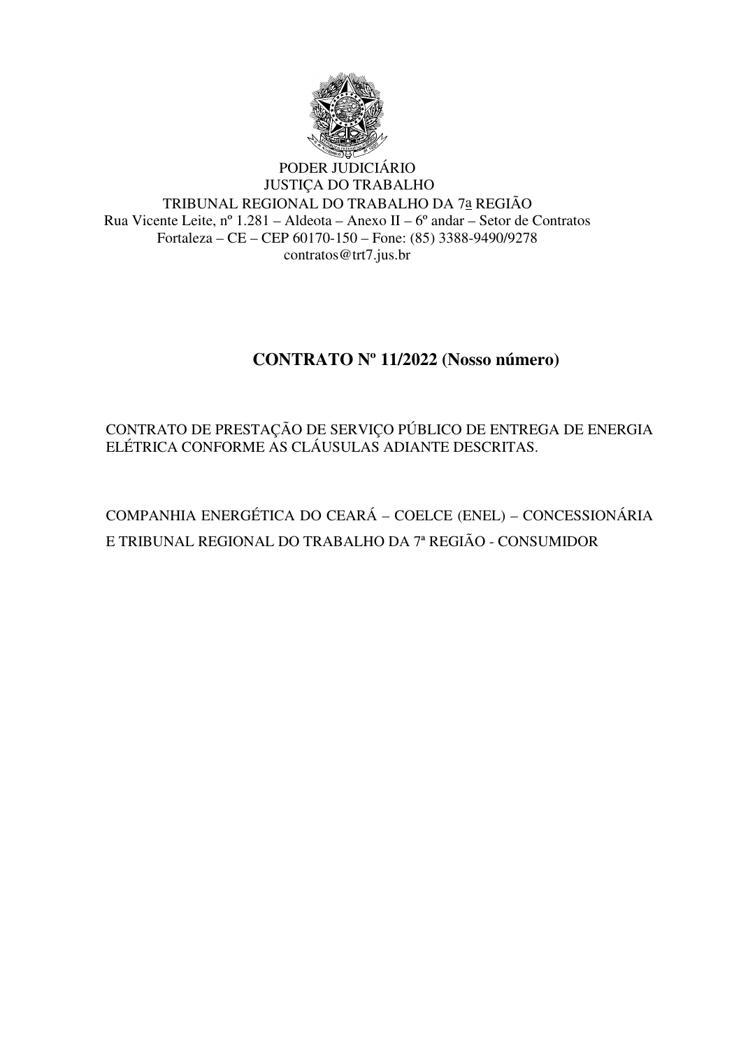PODER JUDICIÁRIO
JUSTIÇA DO TRABALHO
TRIBUNAL REGIONAL DO TRABALHO DA 7a REGIÃO
Rua Vicente Leite, nº 1.281 – Aldeota – Anexo II – 6º andar – Setor de Contratos
Fortaleza – CE – CEP 60170-150 – Fone: (85) 3388-9490/9278
contratos@trt7.jus.br

# CONTRATO Nº 11/2022 (Nosso número)

CONTRATO DE PRESTAÇÃO DE SERVIÇO PÚBLICO DE ENTREGA DE ENERGIA ELÉTRICA CONFORME AS CLÁUSULAS ADIANTE DESCRITAS.

COMPANHIA ENERGÉTICA DO CEARÁ – COELCE (ENEL) – CONCESSIONÁRIA E TRIBUNAL REGIONAL DO TRABALHO DA 7ª REGIÃO - CONSUMIDOR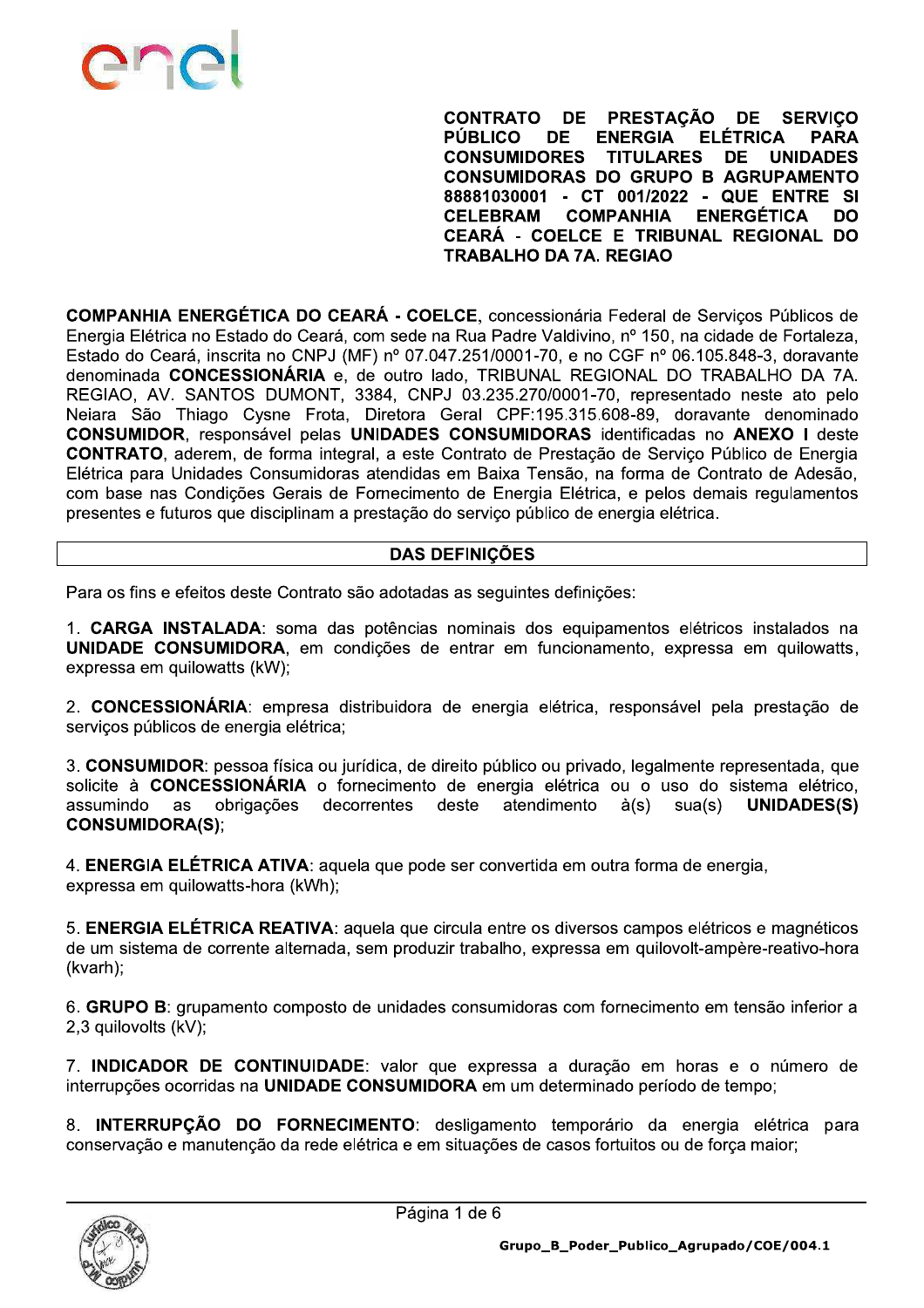**CONTRATO DE PRESTAÇÃO DE SERVIÇO PÚBLICO DE ENERGIA ELÉTRICA PARA CONSUMIDORES TITULARES DE UNIDADES CONSUMIDORAS DO GRUPO B AGRUPAMENTO 88881030001 - CT 001/2022 - QUE ENTRE SI CELEBRAM COMPANHIA ENERGÉTICA DO CEARÁ - COELCE E TRIBUNAL REGIONAL DO TRABALHO DA 7A. REGIAO**

**COMPANHIA ENERGÉTICA DO CEARÁ - COELCE**, concessionária Federal de Serviços Públicos de Energia Elétrica no Estado do Ceará, com sede na Rua Padre Valdivino, nº 150, na cidade de Fortaleza, Estado do Ceará, inscrita no CNPJ (MF) nº 07.047.251/0001-70, e no CGF nº 06.105.848-3, doravante denominada **CONCESSIONÁRIA** e, de outro lado, TRIBUNAL REGIONAL DO TRABALHO DA 7A. REGIAO, AV. SANTOS DUMONT, 3384, CNPJ 03.235.270/0001-70, representado neste ato pelo Neiara São Thiago Cysne Frota, Diretora Geral CPF:195.315.608-89, doravante denominado **CONSUMIDOR**, responsável pelas **UNIDADES CONSUMIDORAS** identificadas no **ANEXO I** deste **CONTRATO**, aderem, de forma integral, a este Contrato de Prestação de Serviço Público de Energia Elétrica para Unidades Consumidoras atendidas em Baixa Tensão, na forma de Contrato de Adesão, com base nas Condições Gerais de Fornecimento de Energia Elétrica, e pelos demais regulamentos presentes e futuros que disciplinam a prestação do serviço público de energia elétrica.

## DAS DEFINIÇÕES

Para os fins e efeitos deste Contrato são adotadas as seguintes definições:

1. **CARGA INSTALADA**: soma das potências nominais dos equipamentos elétricos instalados na **UNIDADE CONSUMIDORA**, em condições de entrar em funcionamento, expressa em quilowatts, expressa em quilowatts (kW);

2. **CONCESSIONÁRIA**: empresa distribuidora de energia elétrica, responsável pela prestação de serviços públicos de energia elétrica;

3. **CONSUMIDOR**: pessoa física ou jurídica, de direito público ou privado, legalmente representada, que solicite à **CONCESSIONÁRIA** o fornecimento de energia elétrica ou o uso do sistema elétrico, assumindo as obrigações decorrentes deste atendimento à(s) sua(s) **UNIDADES(S) CONSUMIDORA(S)**;

4. **ENERGIA ELÉTRICA ATIVA**: aquela que pode ser convertida em outra forma de energia, expressa em quilowatts-hora (kWh);

5. **ENERGIA ELÉTRICA REATIVA**: aquela que circula entre os diversos campos elétricos e magnéticos de um sistema de corrente alternada, sem produzir trabalho, expressa em quilovolt-ampère-reativo-hora (kvarh);

6. **GRUPO B**: grupamento composto de unidades consumidoras com fornecimento em tensão inferior a 2,3 quilovolts (kV);

7. **INDICADOR DE CONTINUIDADE**: valor que expressa a duração em horas e o número de interrupções ocorridas na **UNIDADE CONSUMIDORA** em um determinado período de tempo;

8. **INTERRUPÇÃO DO FORNECIMENTO**: desligamento temporário da energia elétrica para conservação e manutenção da rede elétrica e em situações de casos fortuitos ou de força maior;

Grupo_B_Poder_Publico_Agrupado/COE/004.1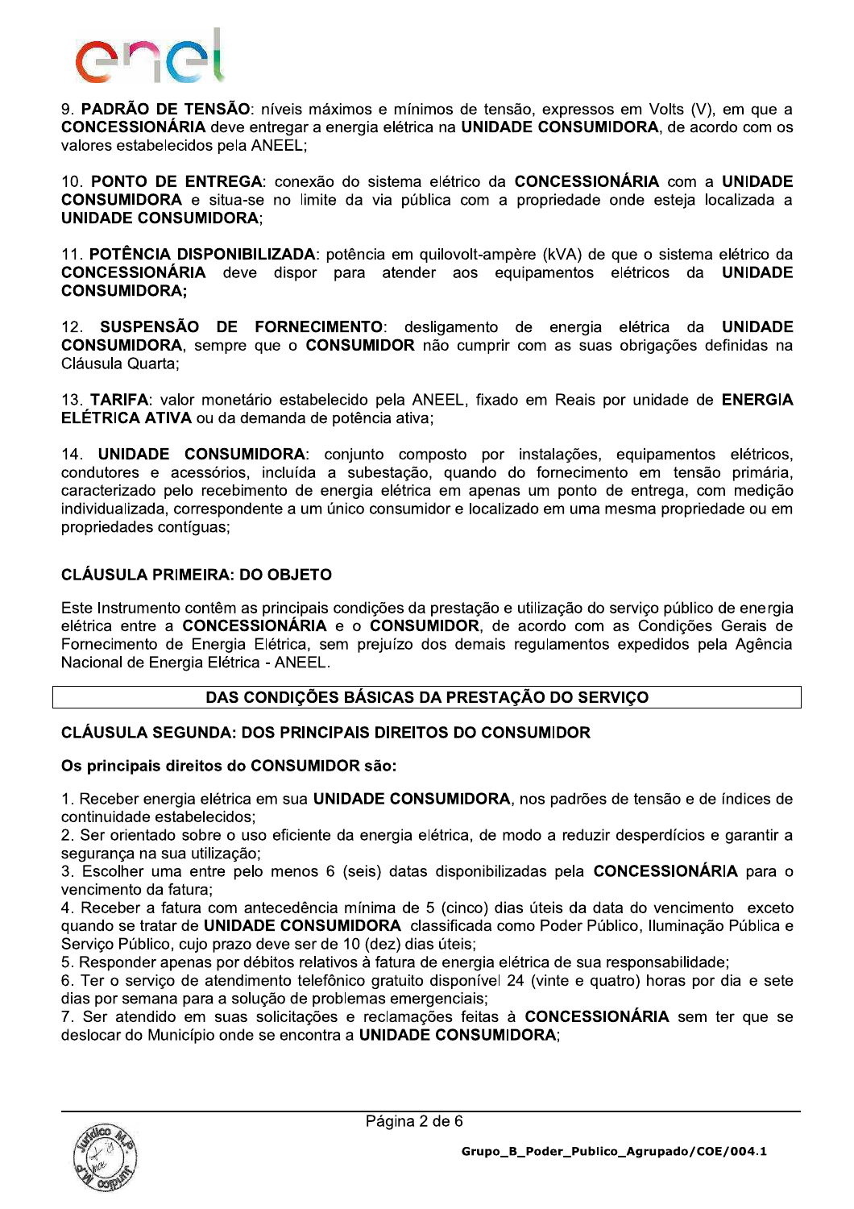9. **PADRÃO DE TENSÃO**: níveis máximos e mínimos de tensão, expressos em Volts (V), em que a **CONCESSIONÁRIA** deve entregar a energia elétrica na **UNIDADE CONSUMIDORA**, de acordo com os valores estabelecidos pela ANEEL;

10. **PONTO DE ENTREGA**: conexão do sistema elétrico da **CONCESSIONÁRIA** com a **UNIDADE CONSUMIDORA** e situa-se no limite da via pública com a propriedade onde esteja localizada a **UNIDADE CONSUMIDORA**;

11. **POTÊNCIA DISPONIBILIZADA**: potência em quilovolt-ampère (kVA) de que o sistema elétrico da **CONCESSIONÁRIA** deve dispor para atender aos equipamentos elétricos da **UNIDADE CONSUMIDORA;**

12. **SUSPENSÃO DE FORNECIMENTO**: desligamento de energia elétrica da **UNIDADE CONSUMIDORA**, sempre que o **CONSUMIDOR** não cumprir com as suas obrigações definidas na Cláusula Quarta;

13. **TARIFA**: valor monetário estabelecido pela ANEEL, fixado em Reais por unidade de **ENERGIA ELÉTRICA ATIVA** ou da demanda de potência ativa;

14. **UNIDADE CONSUMIDORA**: conjunto composto por instalações, equipamentos elétricos, condutores e acessórios, incluída a subestação, quando do fornecimento em tensão primária, caracterizado pelo recebimento de energia elétrica em apenas um ponto de entrega, com medição individualizada, correspondente a um único consumidor e localizado em uma mesma propriedade ou em propriedades contíguas;

## CLÁUSULA PRIMEIRA: DO OBJETO

Este Instrumento contêm as principais condições da prestação e utilização do serviço público de energia elétrica entre a **CONCESSIONÁRIA** e o **CONSUMIDOR**, de acordo com as Condições Gerais de Fornecimento de Energia Elétrica, sem prejuízo dos demais regulamentos expedidos pela Agência Nacional de Energia Elétrica - ANEEL.

## DAS CONDIÇÕES BÁSICAS DA PRESTAÇÃO DO SERVIÇO

## CLÁUSULA SEGUNDA: DOS PRINCIPAIS DIREITOS DO CONSUMIDOR

**Os principais direitos do CONSUMIDOR são:**

1. Receber energia elétrica em sua **UNIDADE CONSUMIDORA**, nos padrões de tensão e de índices de continuidade estabelecidos;
2. Ser orientado sobre o uso eficiente da energia elétrica, de modo a reduzir desperdícios e garantir a segurança na sua utilização;
3. Escolher uma entre pelo menos 6 (seis) datas disponibilizadas pela **CONCESSIONÁRIA** para o vencimento da fatura;
4. Receber a fatura com antecedência mínima de 5 (cinco) dias úteis da data do vencimento exceto quando se tratar de **UNIDADE CONSUMIDORA** classificada como Poder Público, Iluminação Pública e Serviço Público, cujo prazo deve ser de 10 (dez) dias úteis;
5. Responder apenas por débitos relativos à fatura de energia elétrica de sua responsabilidade;
6. Ter o serviço de atendimento telefônico gratuito disponível 24 (vinte e quatro) horas por dia e sete dias por semana para a solução de problemas emergenciais;
7. Ser atendido em suas solicitações e reclamações feitas à **CONCESSIONÁRIA** sem ter que se deslocar do Município onde se encontra a **UNIDADE CONSUMIDORA**;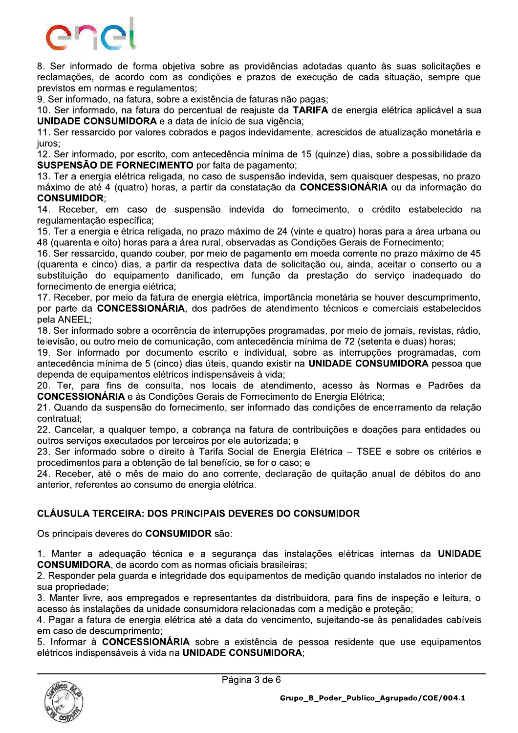8. Ser informado de forma objetiva sobre as providências adotadas quanto às suas solicitações e reclamações, de acordo com as condições e prazos de execução de cada situação, sempre que previstos em normas e regulamentos;
9. Ser informado, na fatura, sobre a existência de faturas não pagas;
10. Ser informado, na fatura do percentual de reajuste da **TARIFA** de energia elétrica aplicável a sua **UNIDADE CONSUMIDORA** e a data de início de sua vigência;
11. Ser ressarcido por valores cobrados e pagos indevidamente, acrescidos de atualização monetária e juros;
12. Ser informado, por escrito, com antecedência mínima de 15 (quinze) dias, sobre a possibilidade da **SUSPENSÃO DE FORNECIMENTO** por falta de pagamento;
13. Ter a energia elétrica religada, no caso de suspensão indevida, sem quaisquer despesas, no prazo máximo de até 4 (quatro) horas, a partir da constatação da **CONCESSIONÁRIA** ou da informação do **CONSUMIDOR**;
14. Receber, em caso de suspensão indevida do fornecimento, o crédito estabelecido na regulamentação específica;
15. Ter a energia elétrica religada, no prazo máximo de 24 (vinte e quatro) horas para a área urbana ou 48 (quarenta e oito) horas para a área rural, observadas as Condições Gerais de Fornecimento;
16. Ser ressarcido, quando couber, por meio de pagamento em moeda corrente no prazo máximo de 45 (quarenta e cinco) dias, a partir da respectiva data de solicitação ou, ainda, aceitar o conserto ou a substituição do equipamento danificado, em função da prestação do serviço inadequado do fornecimento de energia elétrica;
17. Receber, por meio da fatura de energia elétrica, importância monetária se houver descumprimento, por parte da **CONCESSIONÁRIA**, dos padrões de atendimento técnicos e comerciais estabelecidos pela ANEEL;
18. Ser informado sobre a ocorrência de interrupções programadas, por meio de jornais, revistas, rádio, televisão, ou outro meio de comunicação, com antecedência mínima de 72 (setenta e duas) horas;
19. Ser informado por documento escrito e individual, sobre as interrupções programadas, com antecedência mínima de 5 (cinco) dias úteis, quando existir na **UNIDADE CONSUMIDORA** pessoa que dependa de equipamentos elétricos indispensáveis à vida;
20. Ter, para fins de consulta, nos locais de atendimento, acesso às Normas e Padrões da **CONCESSIONÁRIA** e às Condições Gerais de Fornecimento de Energia Elétrica;
21. Quando da suspensão do fornecimento, ser informado das condições de encerramento da relação contratual;
22. Cancelar, a qualquer tempo, a cobrança na fatura de contribuições e doações para entidades ou outros serviços executados por terceiros por ele autorizada; e
23. Ser informado sobre o direito à Tarifa Social de Energia Elétrica – TSEE e sobre os critérios e procedimentos para a obtenção de tal benefício, se for o caso; e
24. Receber, até o mês de maio do ano corrente, declaração de quitação anual de débitos do ano anterior, referentes ao consumo de energia elétrica.

## CLÁUSULA TERCEIRA: DOS PRINCIPAIS DEVERES DO CONSUMIDOR

Os principais deveres do **CONSUMIDOR** são:

1. Manter a adequação técnica e a segurança das instalações elétricas internas da **UNIDADE CONSUMIDORA**, de acordo com as normas oficiais brasileiras;
2. Responder pela guarda e integridade dos equipamentos de medição quando instalados no interior de sua propriedade;
3. Manter livre, aos empregados e representantes da distribuidora, para fins de inspeção e leitura, o acesso às instalações da unidade consumidora relacionadas com a medição e proteção;
4. Pagar a fatura de energia elétrica até a data do vencimento, sujeitando-se às penalidades cabíveis em caso de descumprimento;
5. Informar à **CONCESSIONÁRIA** sobre a existência de pessoa residente que use equipamentos elétricos indispensáveis à vida na **UNIDADE CONSUMIDORA**;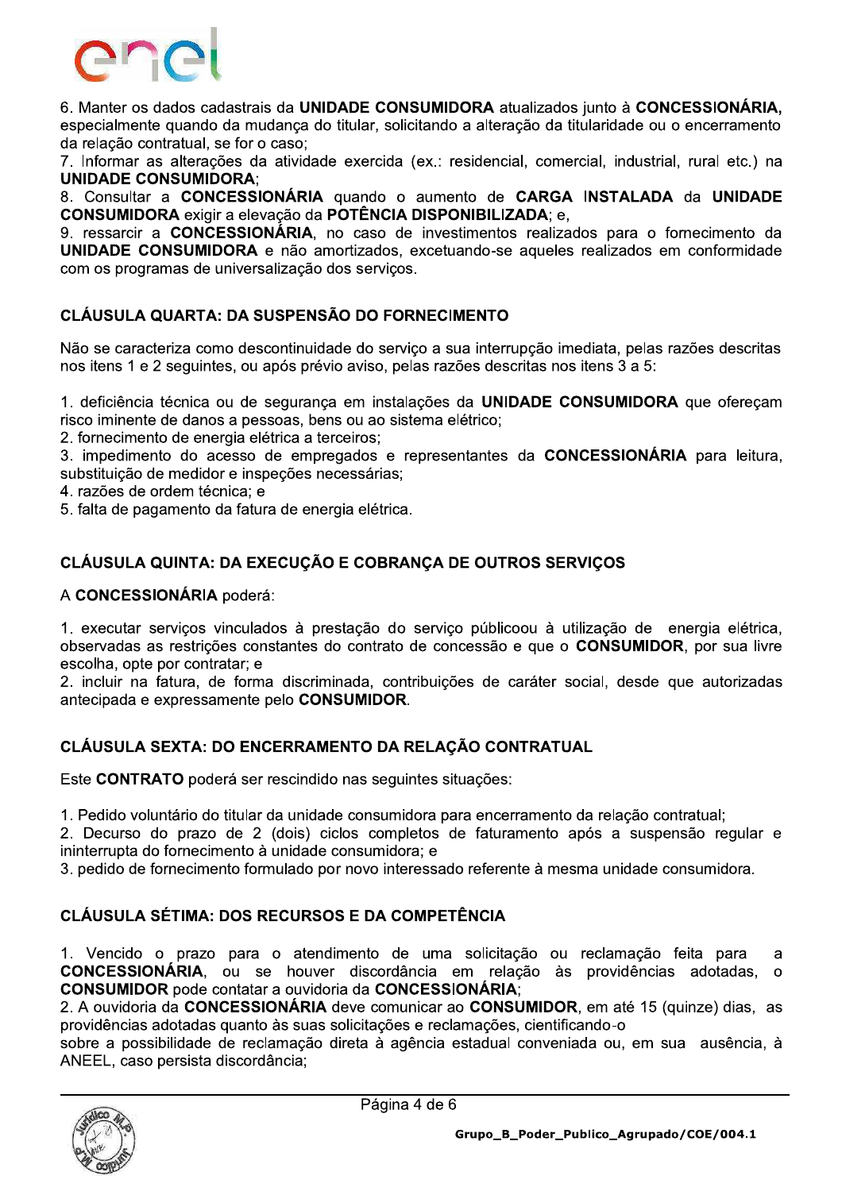6. Manter os dados cadastrais da **UNIDADE CONSUMIDORA** atualizados junto à **CONCESSIONÁRIA,** especialmente quando da mudança do titular, solicitando a alteração da titularidade ou o encerramento da relação contratual, se for o caso;
7. Informar as alterações da atividade exercida (ex.: residencial, comercial, industrial, rural etc.) na **UNIDADE CONSUMIDORA**;
8. Consultar a **CONCESSIONÁRIA** quando o aumento de **CARGA INSTALADA** da **UNIDADE CONSUMIDORA** exigir a elevação da **POTÊNCIA DISPONIBILIZADA**; e,
9. ressarcir a **CONCESSIONÁRIA**, no caso de investimentos realizados para o fornecimento da **UNIDADE CONSUMIDORA** e não amortizados, excetuando-se aqueles realizados em conformidade com os programas de universalização dos serviços.

## CLÁUSULA QUARTA: DA SUSPENSÃO DO FORNECIMENTO

Não se caracteriza como descontinuidade do serviço a sua interrupção imediata, pelas razões descritas nos itens 1 e 2 seguintes, ou após prévio aviso, pelas razões descritas nos itens 3 a 5:

1. deficiência técnica ou de segurança em instalações da **UNIDADE CONSUMIDORA** que ofereçam risco iminente de danos a pessoas, bens ou ao sistema elétrico;
2. fornecimento de energia elétrica a terceiros;
3. impedimento do acesso de empregados e representantes da **CONCESSIONÁRIA** para leitura, substituição de medidor e inspeções necessárias;
4. razões de ordem técnica; e
5. falta de pagamento da fatura de energia elétrica.

## CLÁUSULA QUINTA: DA EXECUÇÃO E COBRANÇA DE OUTROS SERVIÇOS

A **CONCESSIONÁRIA** poderá:

1. executar serviços vinculados à prestação do serviço públicoou à utilização de energia elétrica, observadas as restrições constantes do contrato de concessão e que o **CONSUMIDOR**, por sua livre escolha, opte por contratar; e
2. incluir na fatura, de forma discriminada, contribuições de caráter social, desde que autorizadas antecipada e expressamente pelo **CONSUMIDOR**.

## CLÁUSULA SEXTA: DO ENCERRAMENTO DA RELAÇÃO CONTRATUAL

Este **CONTRATO** poderá ser rescindido nas seguintes situações:

1. Pedido voluntário do titular da unidade consumidora para encerramento da relação contratual;
2. Decurso do prazo de 2 (dois) ciclos completos de faturamento após a suspensão regular e ininterrupta do fornecimento à unidade consumidora; e
3. pedido de fornecimento formulado por novo interessado referente à mesma unidade consumidora.

## CLÁUSULA SÉTIMA: DOS RECURSOS E DA COMPETÊNCIA

1. Vencido o prazo para o atendimento de uma solicitação ou reclamação feita para a **CONCESSIONÁRIA**, ou se houver discordância em relação às providências adotadas, o **CONSUMIDOR** pode contatar a ouvidoria da **CONCESSIONÁRIA**;
2. A ouvidoria da **CONCESSIONÁRIA** deve comunicar ao **CONSUMIDOR**, em até 15 (quinze) dias, as providências adotadas quanto às suas solicitações e reclamações, cientificando-o sobre a possibilidade de reclamação direta à agência estadual conveniada ou, em sua ausência, à ANEEL, caso persista discordância;

Grupo_B_Poder_Publico_Agrupado/COE/004.1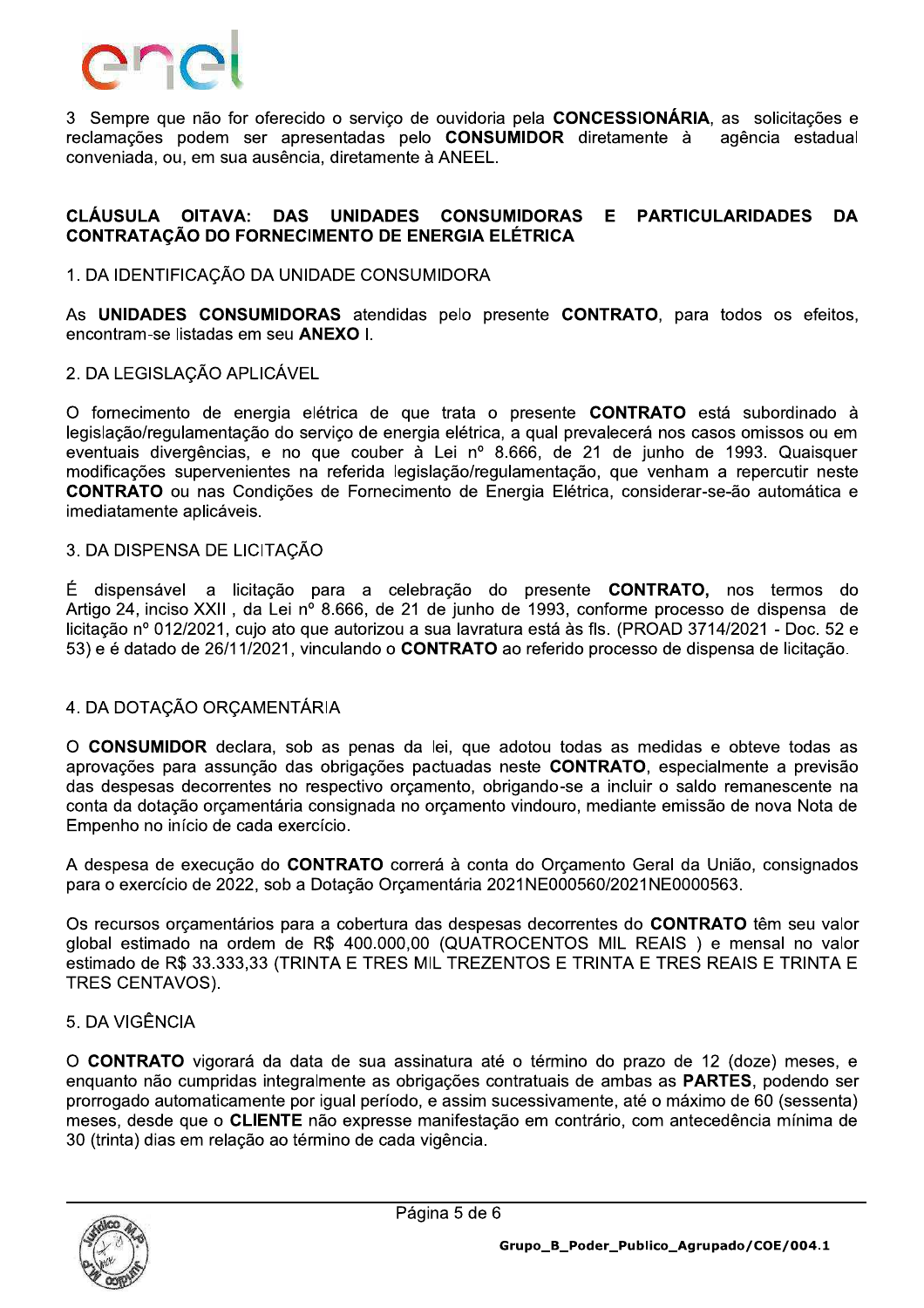3 Sempre que não for oferecido o serviço de ouvidoria pela **CONCESSIONÁRIA**, as solicitações e reclamações podem ser apresentadas pelo **CONSUMIDOR** diretamente à agência estadual conveniada, ou, em sua ausência, diretamente à ANEEL.

## CLÁUSULA OITAVA: DAS UNIDADES CONSUMIDORAS E PARTICULARIDADES DA CONTRATAÇÃO DO FORNECIMENTO DE ENERGIA ELÉTRICA

1. DA IDENTIFICAÇÃO DA UNIDADE CONSUMIDORA

As **UNIDADES CONSUMIDORAS** atendidas pelo presente **CONTRATO**, para todos os efeitos, encontram-se listadas em seu **ANEXO** I.

2. DA LEGISLAÇÃO APLICÁVEL

O fornecimento de energia elétrica de que trata o presente **CONTRATO** está subordinado à legislação/regulamentação do serviço de energia elétrica, a qual prevalecerá nos casos omissos ou em eventuais divergências, e no que couber à Lei nº 8.666, de 21 de junho de 1993. Quaisquer modificações supervenientes na referida legislação/regulamentação, que venham a repercutir neste **CONTRATO** ou nas Condições de Fornecimento de Energia Elétrica, considerar-se-ão automática e imediatamente aplicáveis.

3. DA DISPENSA DE LICITAÇÃO

É dispensável a licitação para a celebração do presente **CONTRATO,** nos termos do Artigo 24, inciso XXII , da Lei nº 8.666, de 21 de junho de 1993, conforme processo de dispensa de licitação nº 012/2021, cujo ato que autorizou a sua lavratura está às fls. (PROAD 3714/2021 - Doc. 52 e 53) e é datado de 26/11/2021, vinculando o **CONTRATO** ao referido processo de dispensa de licitação.

4. DA DOTAÇÃO ORÇAMENTÁRIA

O **CONSUMIDOR** declara, sob as penas da lei, que adotou todas as medidas e obteve todas as aprovações para assunção das obrigações pactuadas neste **CONTRATO**, especialmente a previsão das despesas decorrentes no respectivo orçamento, obrigando-se a incluir o saldo remanescente na conta da dotação orçamentária consignada no orçamento vindouro, mediante emissão de nova Nota de Empenho no início de cada exercício.

A despesa de execução do **CONTRATO** correrá à conta do Orçamento Geral da União, consignados para o exercício de 2022, sob a Dotação Orçamentária 2021NE000560/2021NE0000563.

Os recursos orçamentários para a cobertura das despesas decorrentes do **CONTRATO** têm seu valor global estimado na ordem de R$ 400.000,00 (QUATROCENTOS MIL REAIS ) e mensal no valor estimado de R$ 33.333,33 (TRINTA E TRES MIL TREZENTOS E TRINTA E TRES REAIS E TRINTA E TRES CENTAVOS).

5. DA VIGÊNCIA

O **CONTRATO** vigorará da data de sua assinatura até o término do prazo de 12 (doze) meses, e enquanto não cumpridas integralmente as obrigações contratuais de ambas as **PARTES**, podendo ser prorrogado automaticamente por igual período, e assim sucessivamente, até o máximo de 60 (sessenta) meses, desde que o **CLIENTE** não expresse manifestação em contrário, com antecedência mínima de 30 (trinta) dias em relação ao término de cada vigência.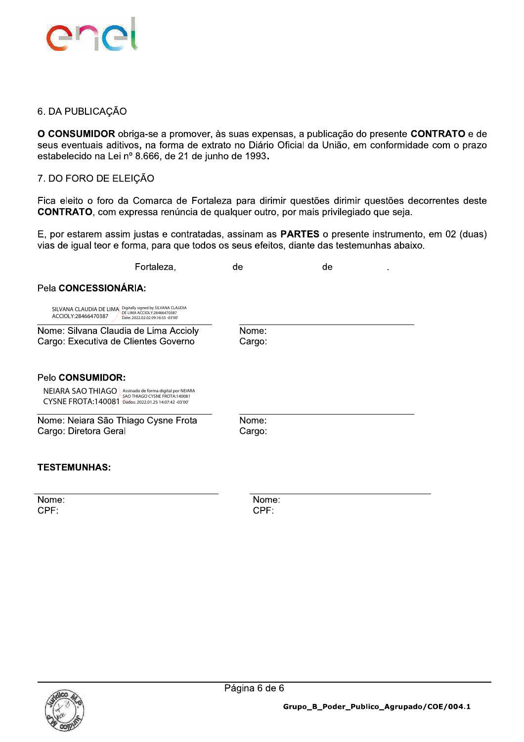## 6. DA PUBLICAÇÃO

**O CONSUMIDOR** obriga-se a promover, às suas expensas, a publicação do presente **CONTRATO** e de seus eventuais aditivos**,** na forma de extrato no Diário Oficial da União, em conformidade com o prazo estabelecido na Lei nº 8.666, de 21 de junho de 1993**.**

## 7. DO FORO DE ELEIÇÃO

Fica eleito o foro da Comarca de Fortaleza para dirimir questões dirimir questões decorrentes deste **CONTRATO**, com expressa renúncia de qualquer outro, por mais privilegiado que seja.

E, por estarem assim justas e contratadas, assinam as **PARTES** o presente instrumento, em 02 (duas) vias de igual teor e forma, para que todos os seus efeitos, diante das testemunhas abaixo.

Fortaleza, de de .

Pela **CONCESSIONÁRIA:**

SILVANA CLAUDIA DE LIMA ACCIOLY:28466470387 — Digitally signed by SILVANA CLAUDIA DE LIMA ACCIOLY:28466470387 Date: 2022.02.02 09:16:55 -03'00'

| | |
|---|---|
| Nome: Silvana Claudia de Lima Accioly | Nome: |
| Cargo: Executiva de Clientes Governo | Cargo: |

Pelo **CONSUMIDOR:**

NEIARA SAO THIAGO CYSNE FROTA:140081 — Assinado de forma digital por NEIARA SAO THIAGO CYSNE FROTA:140081 Dados: 2022.01.25 14:07:42 -03'00'

| | |
|---|---|
| Nome: Neiara São Thiago Cysne Frota | Nome: |
| Cargo: Diretora Geral | Cargo: |

**TESTEMUNHAS:**

| | |
|---|---|
| Nome: | Nome: |
| CPF: | CPF: |

Grupo_B_Poder_Publico_Agrupado/COE/004.1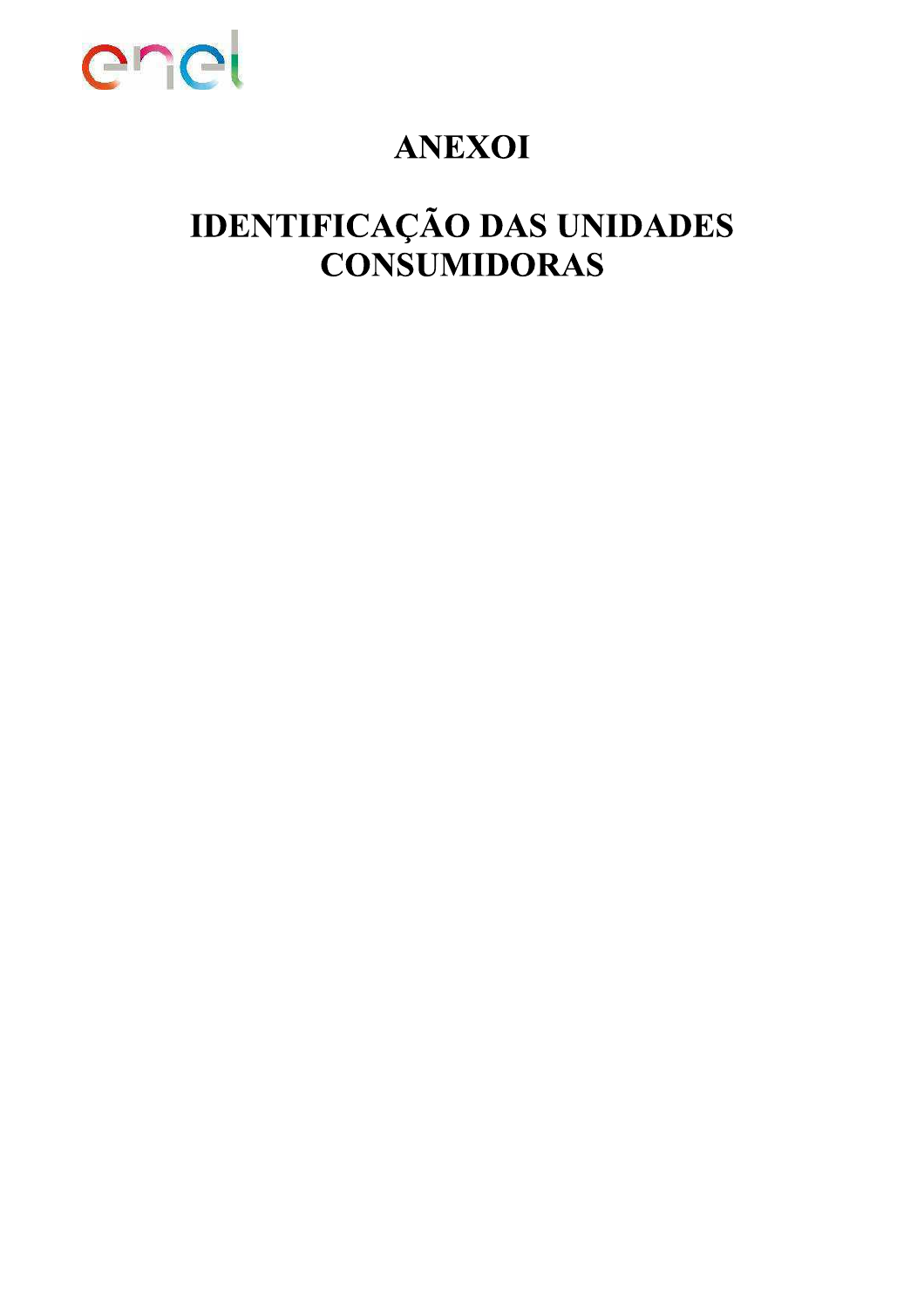# ANEXOI

# IDENTIFICAÇÃO DAS UNIDADES CONSUMIDORAS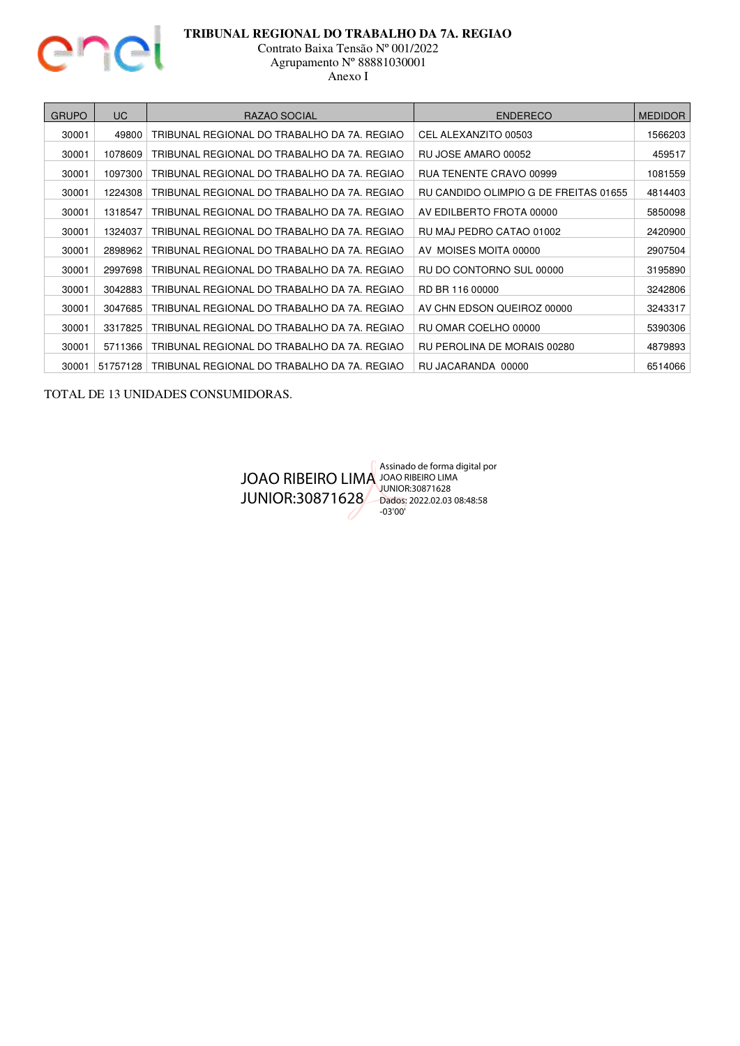**TRIBUNAL REGIONAL DO TRABALHO DA 7A. REGIAO**
Contrato Baixa Tensão Nº 001/2022
Agrupamento Nº 88881030001
Anexo I

| GRUPO | UC | RAZAO SOCIAL | ENDERECO | MEDIDOR |
|---|---|---|---|---|
| 30001 | 49800 | TRIBUNAL REGIONAL DO TRABALHO DA 7A. REGIAO | CEL ALEXANZITO 00503 | 1566203 |
| 30001 | 1078609 | TRIBUNAL REGIONAL DO TRABALHO DA 7A. REGIAO | RU JOSE AMARO 00052 | 459517 |
| 30001 | 1097300 | TRIBUNAL REGIONAL DO TRABALHO DA 7A. REGIAO | RUA TENENTE CRAVO 00999 | 1081559 |
| 30001 | 1224308 | TRIBUNAL REGIONAL DO TRABALHO DA 7A. REGIAO | RU CANDIDO OLIMPIO G DE FREITAS 01655 | 4814403 |
| 30001 | 1318547 | TRIBUNAL REGIONAL DO TRABALHO DA 7A. REGIAO | AV EDILBERTO FROTA 00000 | 5850098 |
| 30001 | 1324037 | TRIBUNAL REGIONAL DO TRABALHO DA 7A. REGIAO | RU MAJ PEDRO CATAO 01002 | 2420900 |
| 30001 | 2898962 | TRIBUNAL REGIONAL DO TRABALHO DA 7A. REGIAO | AV MOISES MOITA 00000 | 2907504 |
| 30001 | 2997698 | TRIBUNAL REGIONAL DO TRABALHO DA 7A. REGIAO | RU DO CONTORNO SUL 00000 | 3195890 |
| 30001 | 3042883 | TRIBUNAL REGIONAL DO TRABALHO DA 7A. REGIAO | RD BR 116 00000 | 3242806 |
| 30001 | 3047685 | TRIBUNAL REGIONAL DO TRABALHO DA 7A. REGIAO | AV CHN EDSON QUEIROZ 00000 | 3243317 |
| 30001 | 3317825 | TRIBUNAL REGIONAL DO TRABALHO DA 7A. REGIAO | RU OMAR COELHO 00000 | 5390306 |
| 30001 | 5711366 | TRIBUNAL REGIONAL DO TRABALHO DA 7A. REGIAO | RU PEROLINA DE MORAIS 00280 | 4879893 |
| 30001 | 51757128 | TRIBUNAL REGIONAL DO TRABALHO DA 7A. REGIAO | RU JACARANDA 00000 | 6514066 |

TOTAL DE 13 UNIDADES CONSUMIDORAS.

JOAO RIBEIRO LIMA JUNIOR:30871628

Assinado de forma digital por JOAO RIBEIRO LIMA JUNIOR:30871628
Dados: 2022.02.03 08:48:58 -03'00'